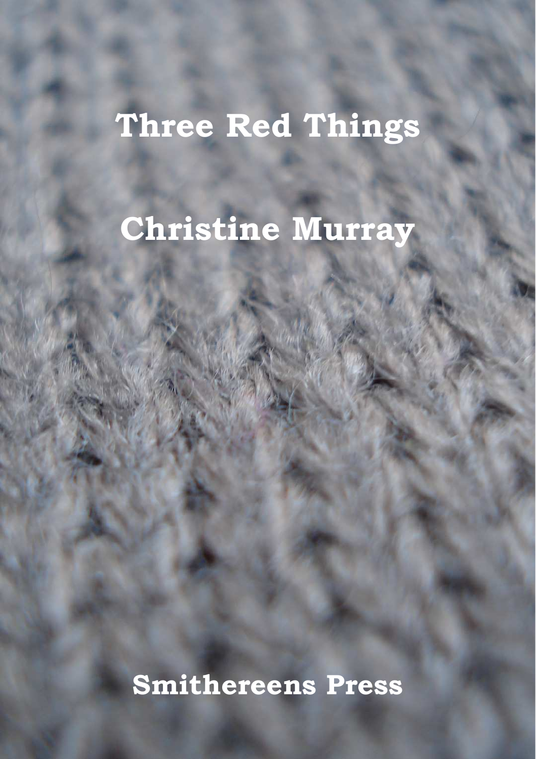# Three Red Things

## Christine Murray

**Smithereens Press**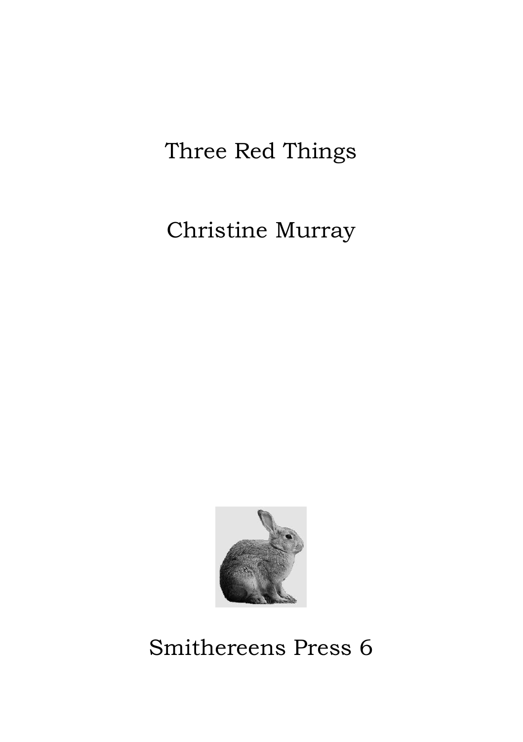# Three Red Things

## Christine Murray

Smithereens Press 6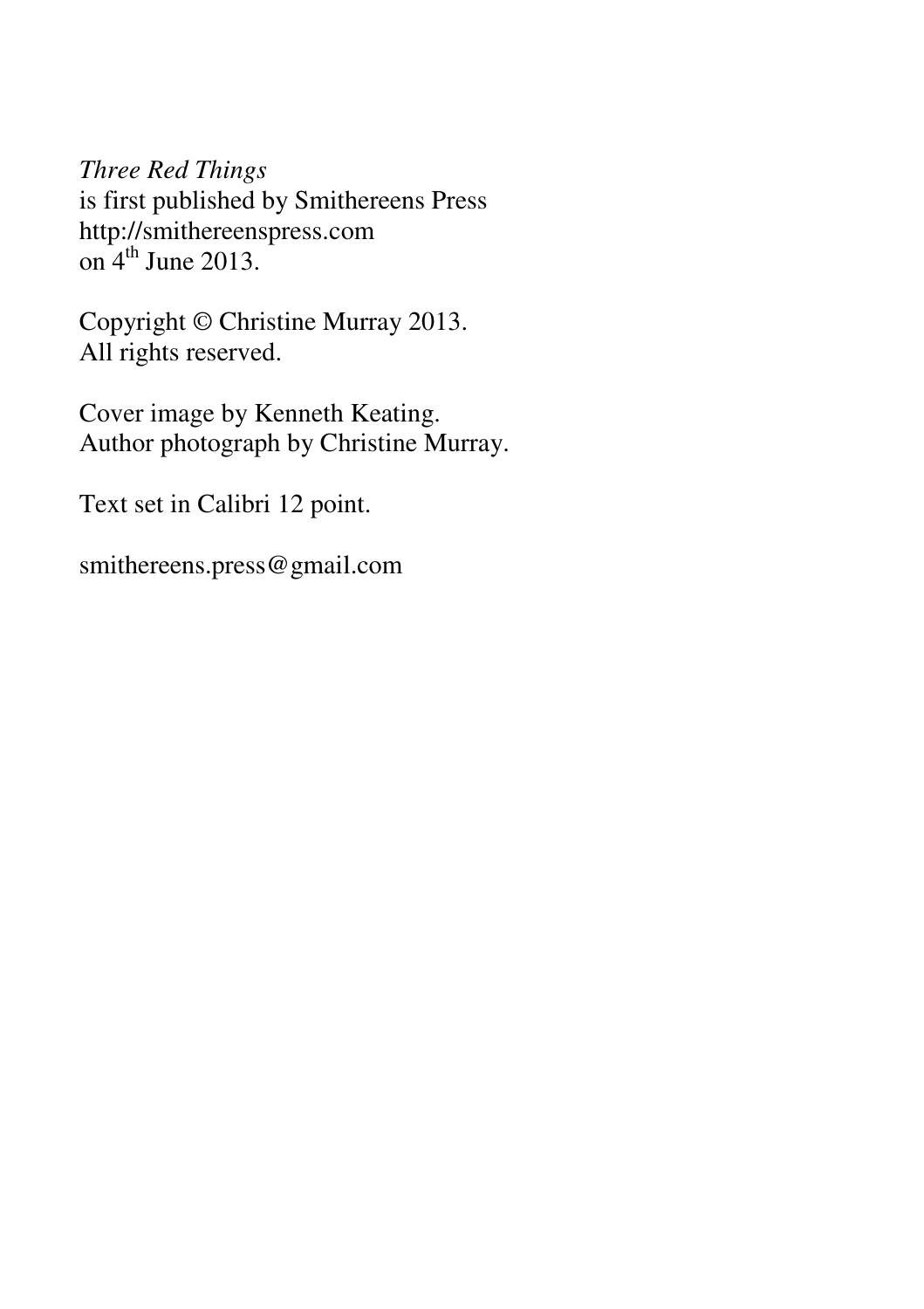*Three Red Things*
is first published by Smithereens Press
http://smithereenspress.com
on 4th June 2013.

Copyright © Christine Murray 2013.
All rights reserved.

Cover image by Kenneth Keating.
Author photograph by Christine Murray.

Text set in Calibri 12 point.

smithereens.press@gmail.com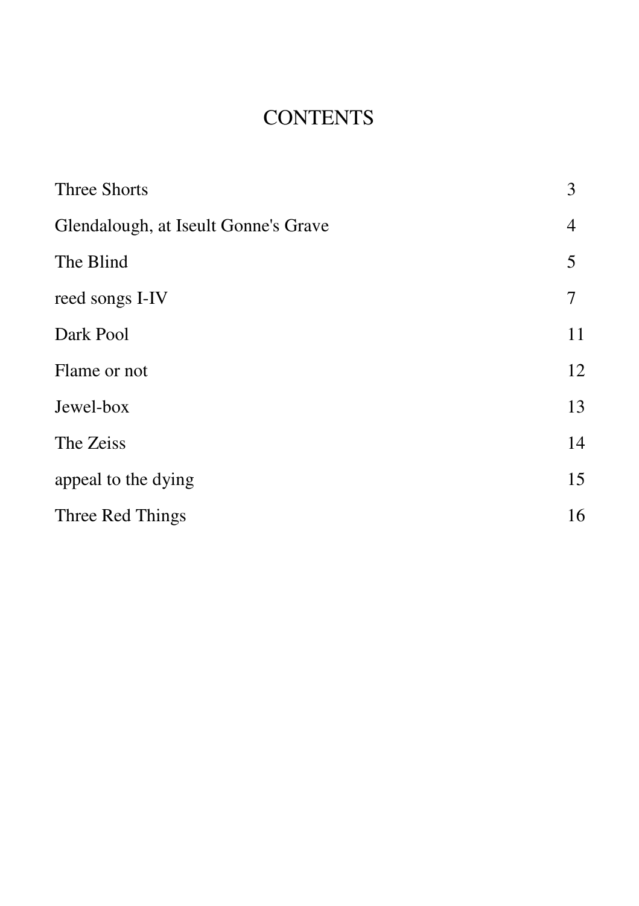# CONTENTS

| | |
|---|---|
| Three Shorts | 3 |
| Glendalough, at Iseult Gonne's Grave | 4 |
| The Blind | 5 |
| reed songs I-IV | 7 |
| Dark Pool | 11 |
| Flame or not | 12 |
| Jewel-box | 13 |
| The Zeiss | 14 |
| appeal to the dying | 15 |
| Three Red Things | 16 |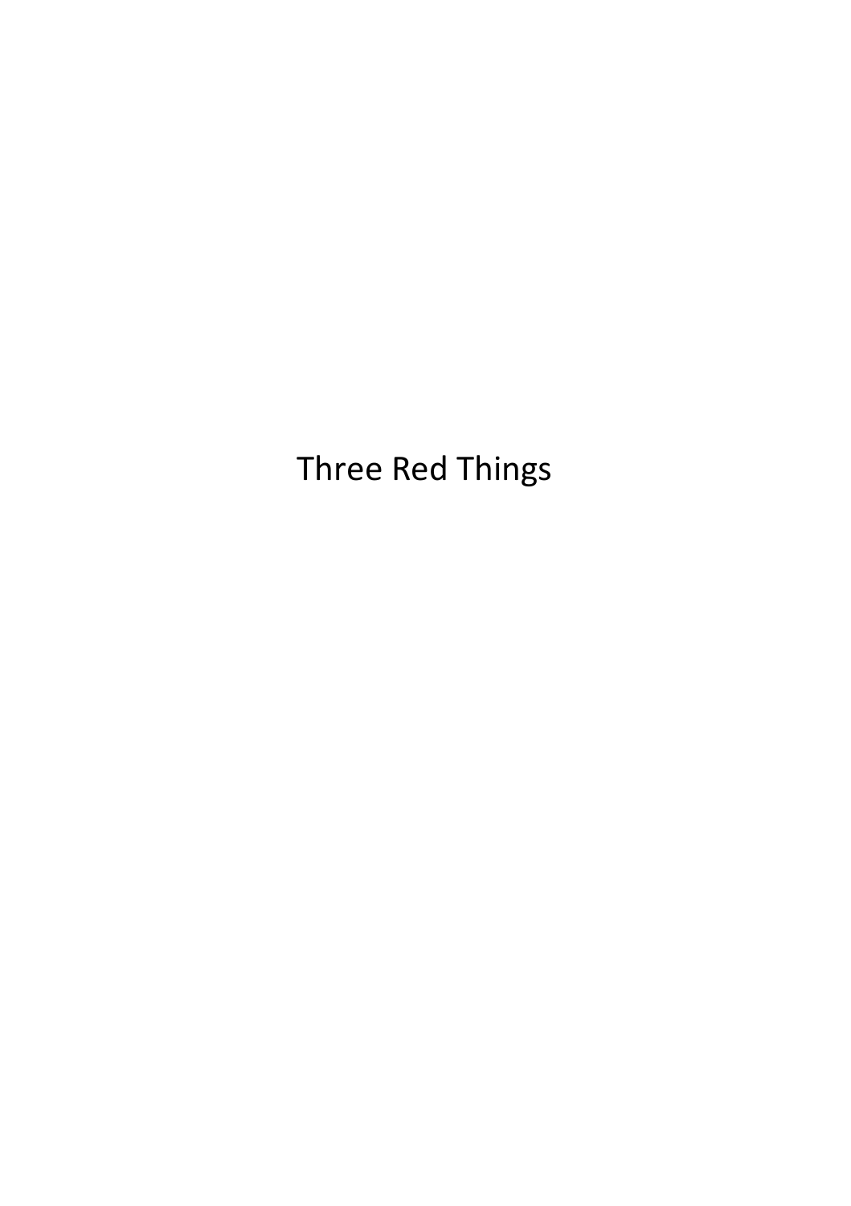# Three Red Things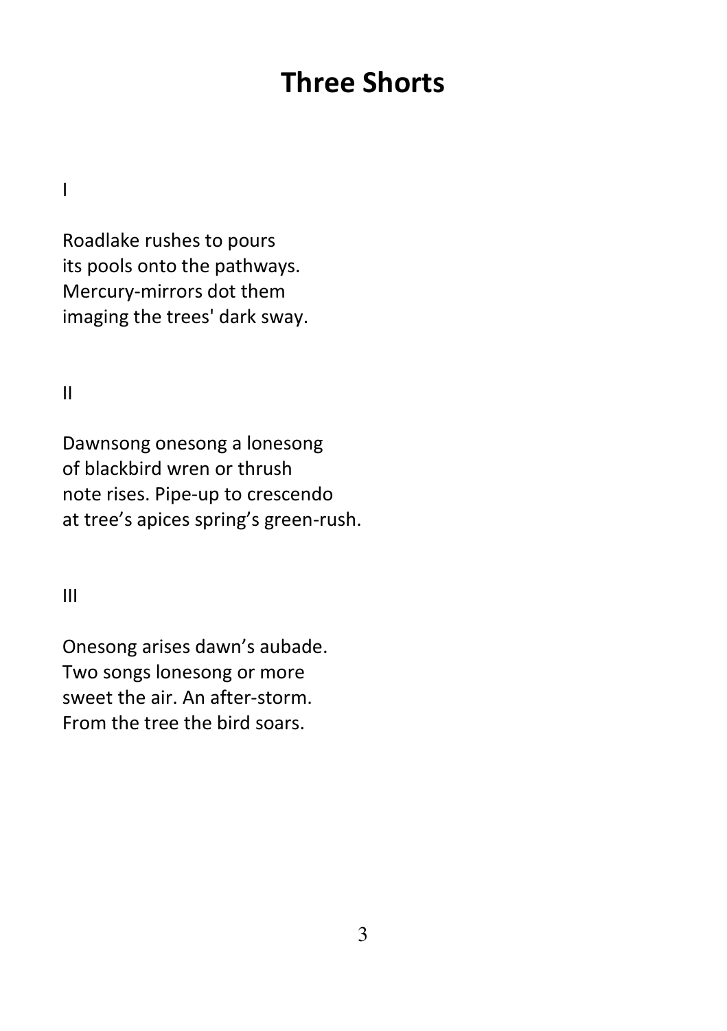# Three Shorts

I

Roadlake rushes to pours  
its pools onto the pathways.  
Mercury-mirrors dot them  
imaging the trees' dark sway.

II

Dawnsong onesong a lonesong  
of blackbird wren or thrush  
note rises. Pipe-up to crescendo  
at tree's apices spring's green-rush.

III

Onesong arises dawn's aubade.  
Two songs lonesong or more  
sweet the air. An after-storm.  
From the tree the bird soars.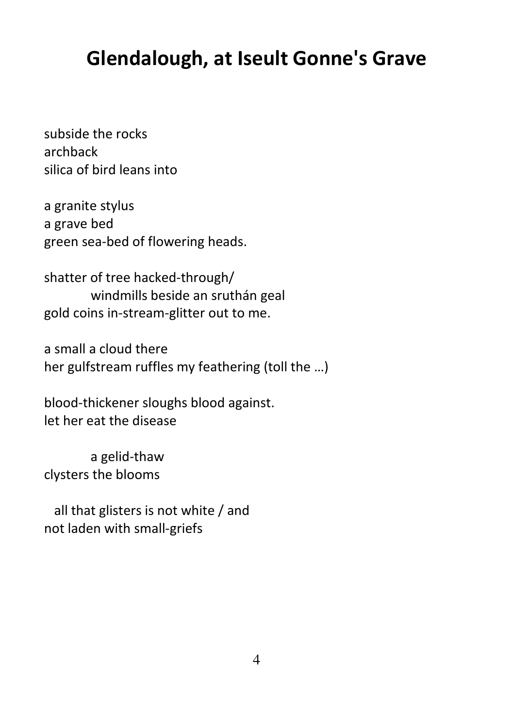# Glendalough, at Iseult Gonne's Grave

subside the rocks
archback
silica of bird leans into

a granite stylus
a grave bed
green sea-bed of flowering heads.

shatter of tree hacked-through/
          windmills beside an sruthán geal
gold coins in-stream-glitter out to me.

a small a cloud there
her gulfstream ruffles my feathering (toll the …)

blood-thickener sloughs blood against.
let her eat the disease

          a gelid-thaw
clysters the blooms

  all that glisters is not white / and
not laden with small-griefs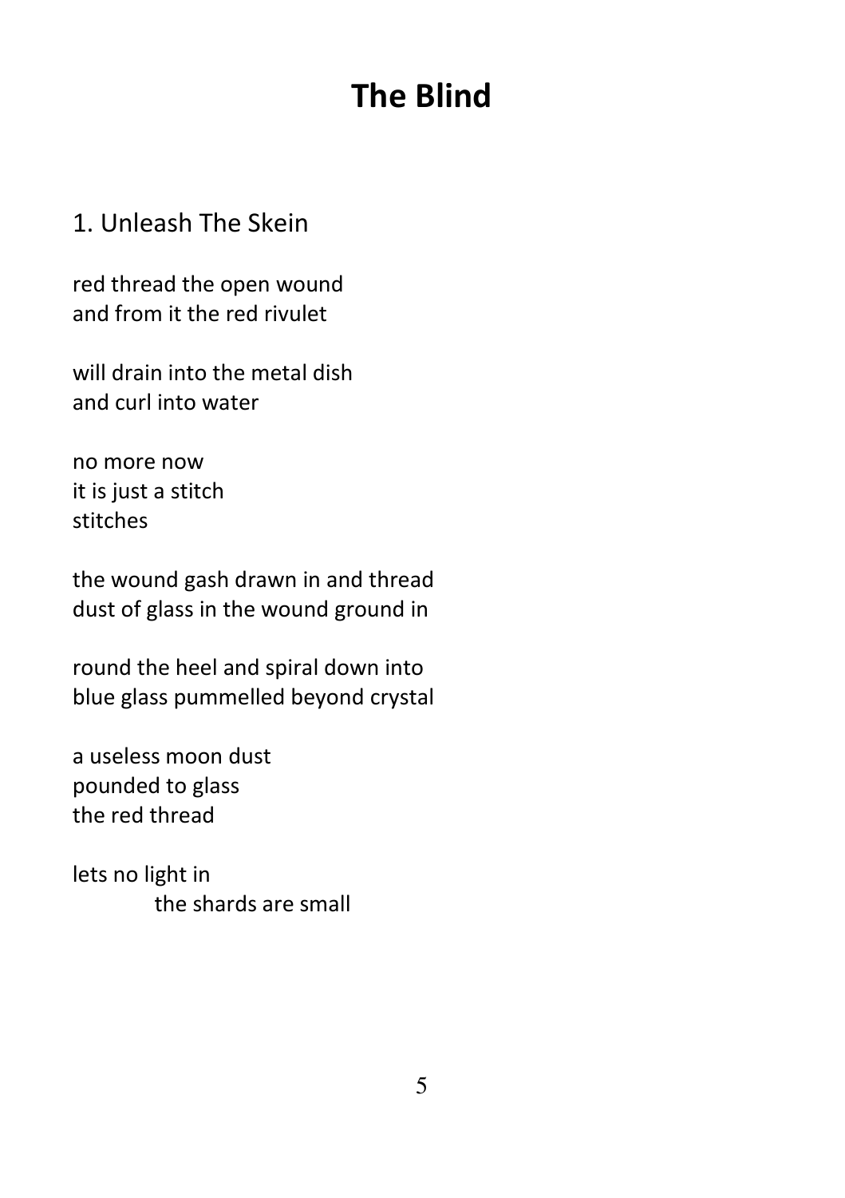# The Blind

## 1. Unleash The Skein

red thread the open wound  
and from it the red rivulet

will drain into the metal dish  
and curl into water

no more now  
it is just a stitch  
stitches

the wound gash drawn in and thread  
dust of glass in the wound ground in

round the heel and spiral down into  
blue glass pummelled beyond crystal

a useless moon dust  
pounded to glass  
the red thread

lets no light in  
&nbsp;&nbsp;&nbsp;&nbsp;&nbsp;&nbsp;&nbsp;&nbsp;&nbsp;&nbsp;&nbsp;&nbsp;the shards are small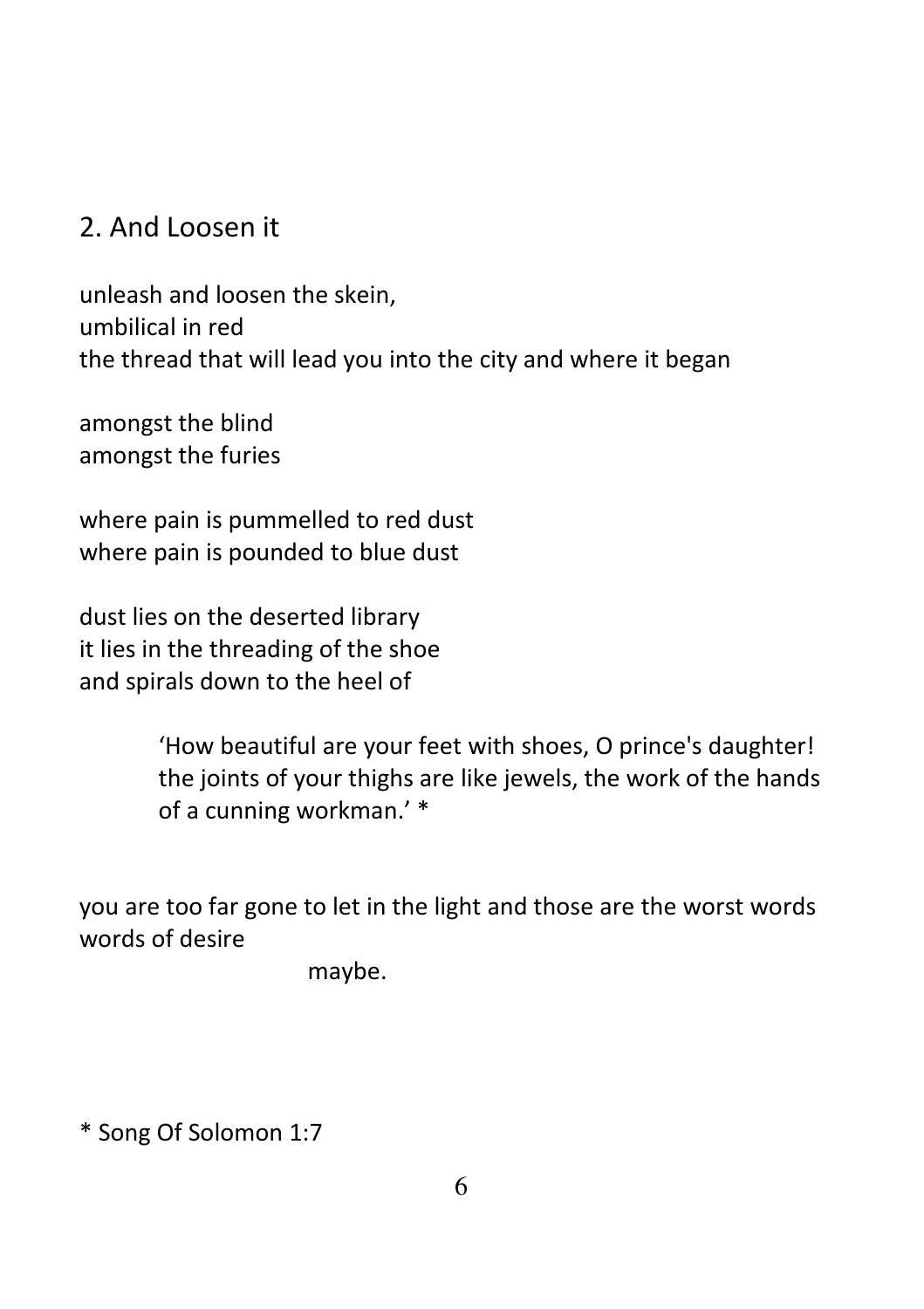## 2. And Loosen it

unleash and loosen the skein,
umbilical in red
the thread that will lead you into the city and where it began

amongst the blind
amongst the furies

where pain is pummelled to red dust
where pain is pounded to blue dust

dust lies on the deserted library
it lies in the threading of the shoe
and spirals down to the heel of

> 'How beautiful are your feet with shoes, O prince's daughter! the joints of your thighs are like jewels, the work of the hands of a cunning workman.' *

you are too far gone to let in the light and those are the worst words words of desire

maybe.

* Song Of Solomon 1:7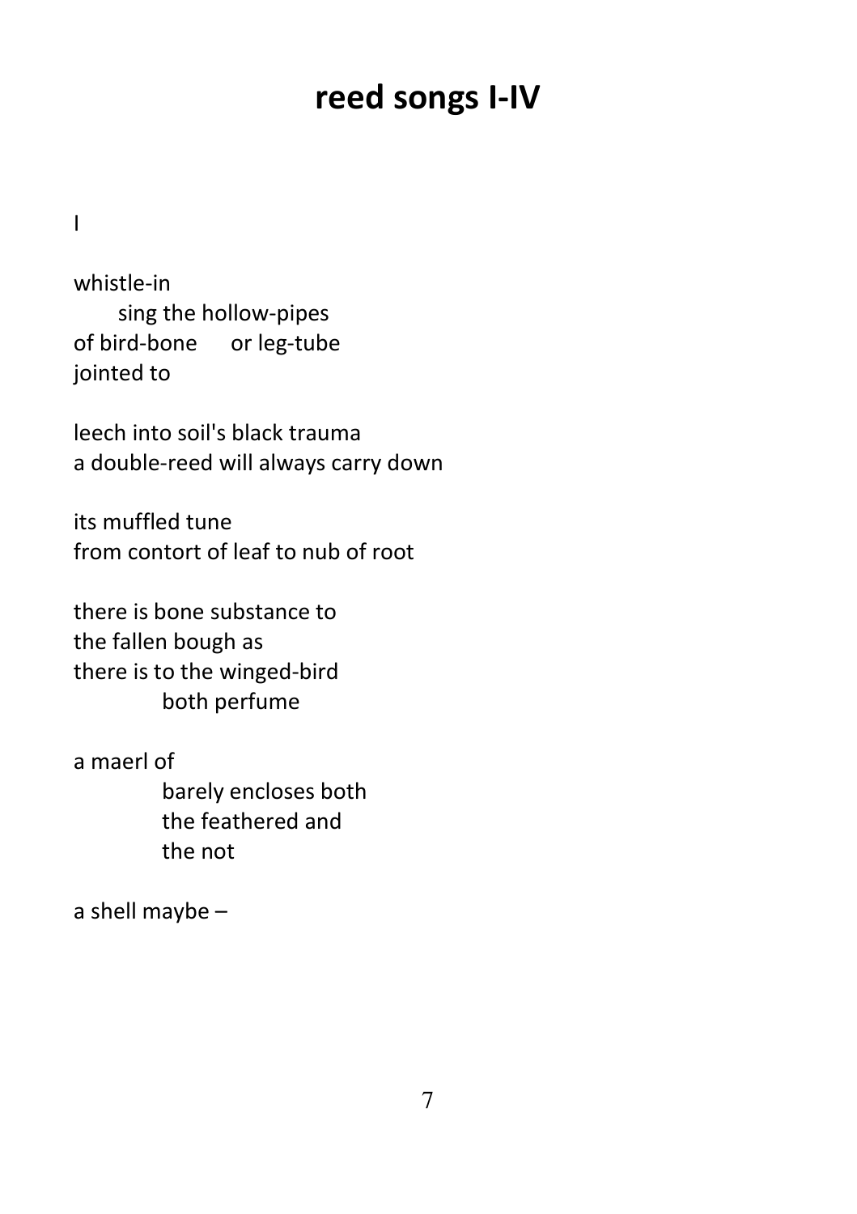# reed songs I-IV

I

whistle-in  
&nbsp;&nbsp;&nbsp;&nbsp;&nbsp;&nbsp;sing the hollow-pipes  
of bird-bone &nbsp;&nbsp;&nbsp;&nbsp;or leg-tube  
jointed to

leech into soil's black trauma  
a double-reed will always carry down

its muffled tune  
from contort of leaf to nub of root

there is bone substance to  
the fallen bough as  
there is to the winged-bird  
&nbsp;&nbsp;&nbsp;&nbsp;&nbsp;&nbsp;&nbsp;&nbsp;&nbsp;&nbsp;&nbsp;&nbsp;both perfume

a maerl of  
&nbsp;&nbsp;&nbsp;&nbsp;&nbsp;&nbsp;&nbsp;&nbsp;&nbsp;&nbsp;&nbsp;&nbsp;barely encloses both  
&nbsp;&nbsp;&nbsp;&nbsp;&nbsp;&nbsp;&nbsp;&nbsp;&nbsp;&nbsp;&nbsp;&nbsp;the feathered and  
&nbsp;&nbsp;&nbsp;&nbsp;&nbsp;&nbsp;&nbsp;&nbsp;&nbsp;&nbsp;&nbsp;&nbsp;the not

a shell maybe –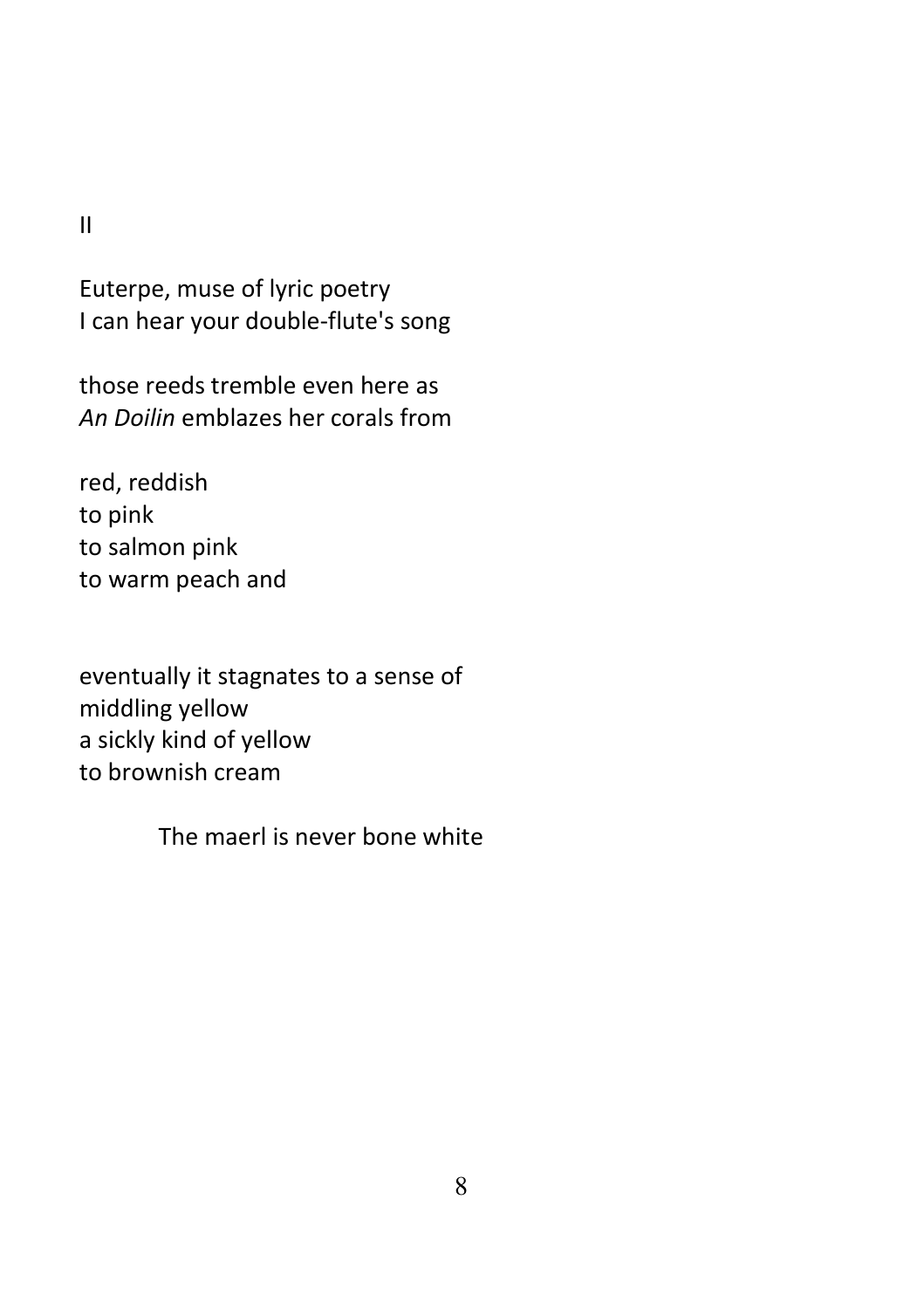## II

Euterpe, muse of lyric poetry
I can hear your double-flute's song

those reeds tremble even here as
*An Doilin* emblazes her corals from

red, reddish
to pink
to salmon pink
to warm peach and

eventually it stagnates to a sense of
middling yellow
a sickly kind of yellow
to brownish cream

The maerl is never bone white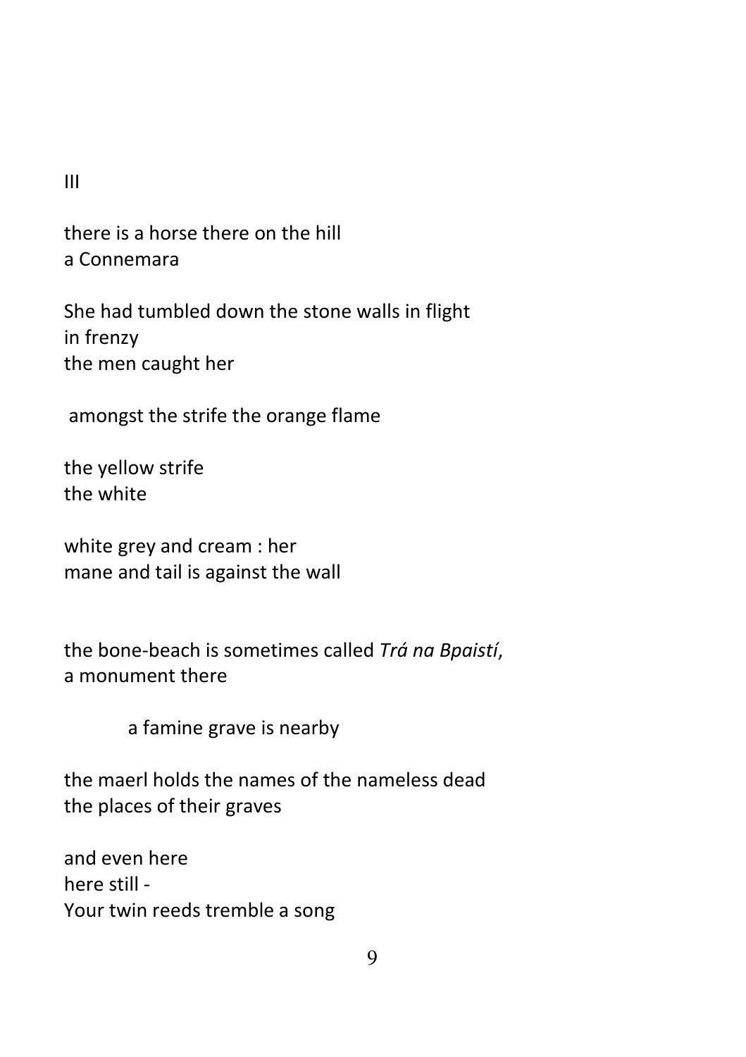III

there is a horse there on the hill  
a Connemara

She had tumbled down the stone walls in flight  
in frenzy  
the men caught her

amongst the strife the orange flame

the yellow strife  
the white

white grey and cream : her  
mane and tail is against the wall

the bone-beach is sometimes called *Trá na Bpaistí*,  
a monument there

        a famine grave is nearby

the maerl holds the names of the nameless dead  
the places of their graves

and even here  
here still -  
Your twin reeds tremble a song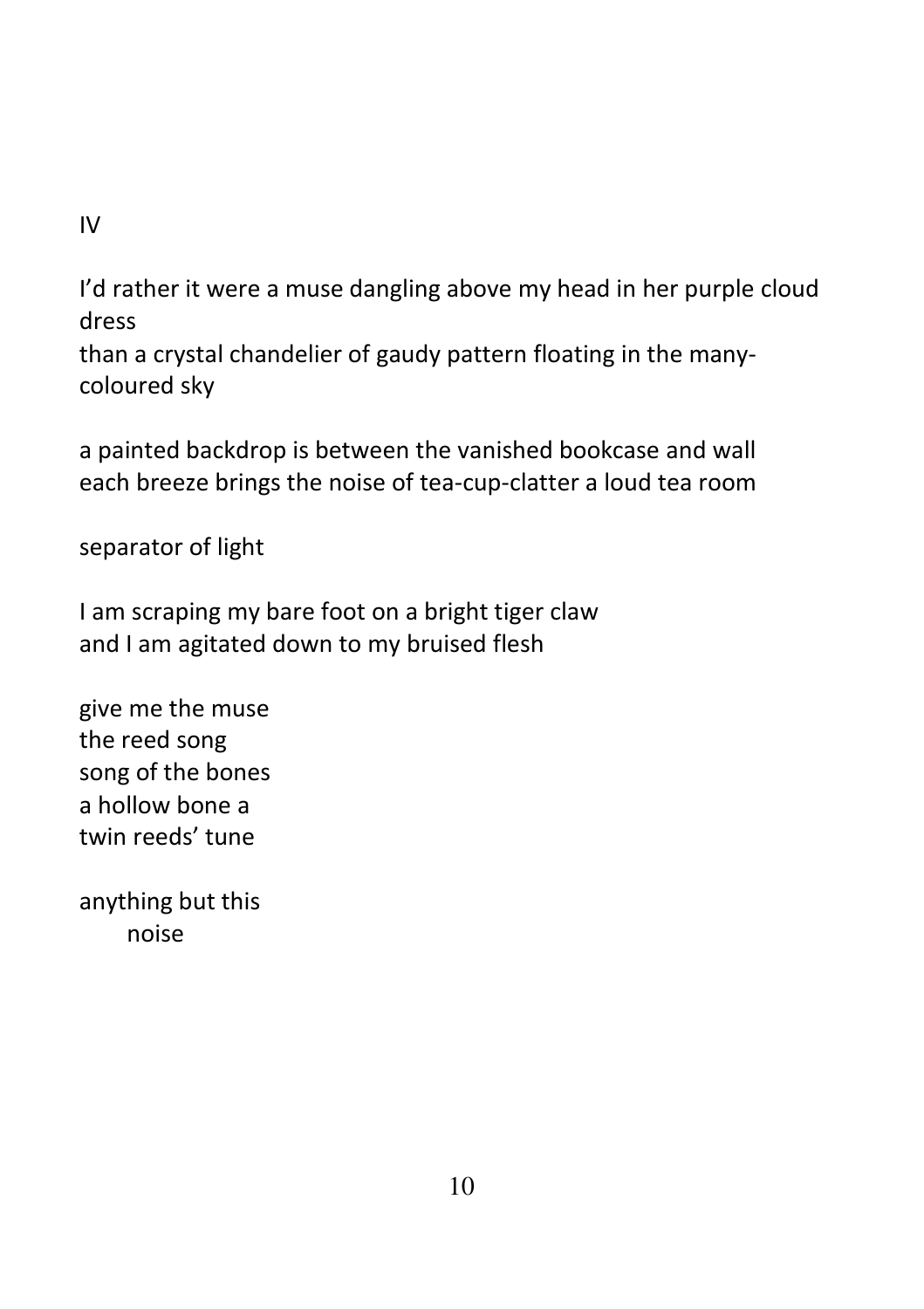## IV

I'd rather it were a muse dangling above my head in her purple cloud dress
than a crystal chandelier of gaudy pattern floating in the many-coloured sky

a painted backdrop is between the vanished bookcase and wall
each breeze brings the noise of tea-cup-clatter a loud tea room

separator of light

I am scraping my bare foot on a bright tiger claw
and I am agitated down to my bruised flesh

give me the muse
the reed song
song of the bones
a hollow bone a
twin reeds' tune

anything but this
      noise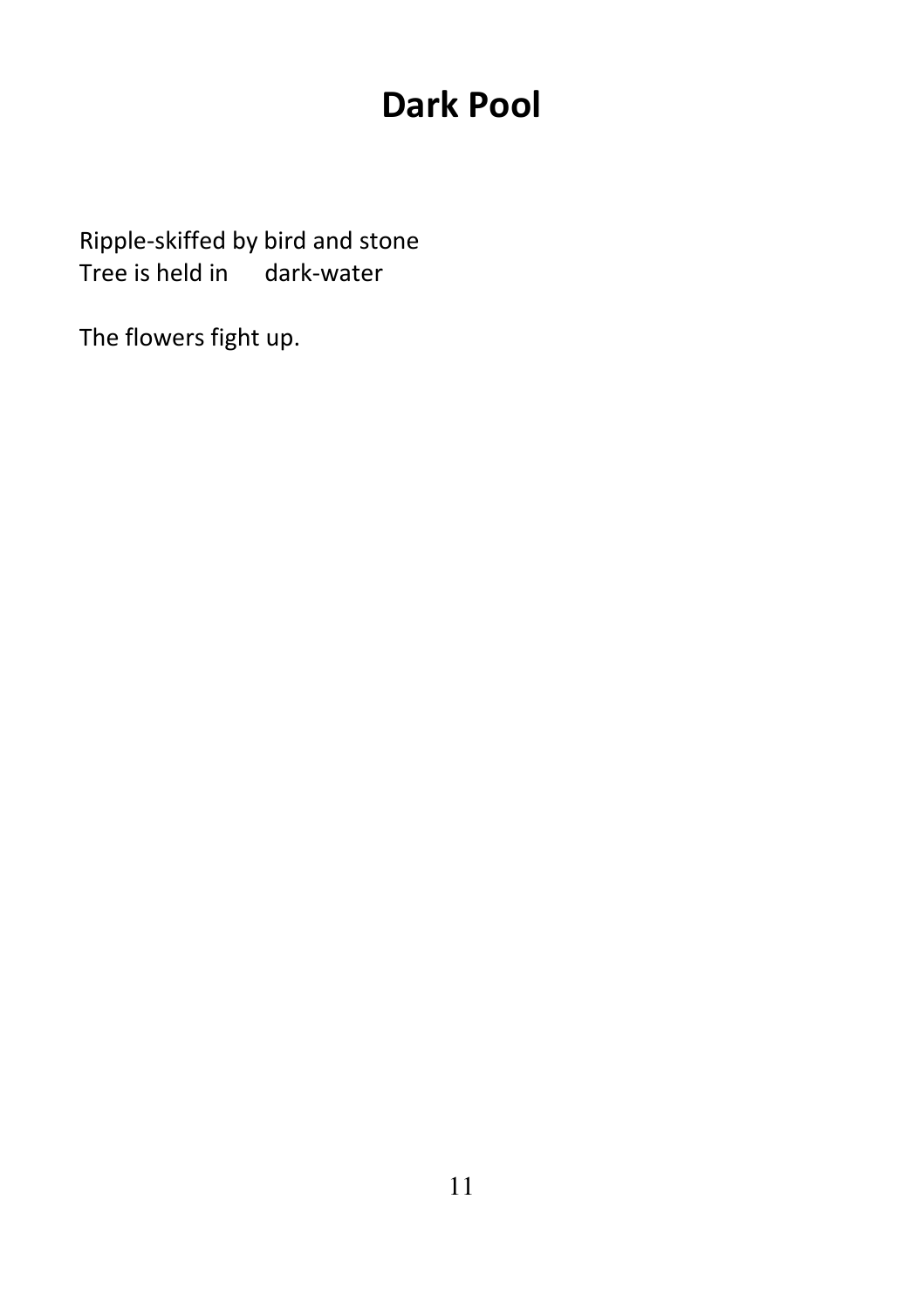# Dark Pool

Ripple-skiffed by bird and stone  
Tree is held in      dark-water

The flowers fight up.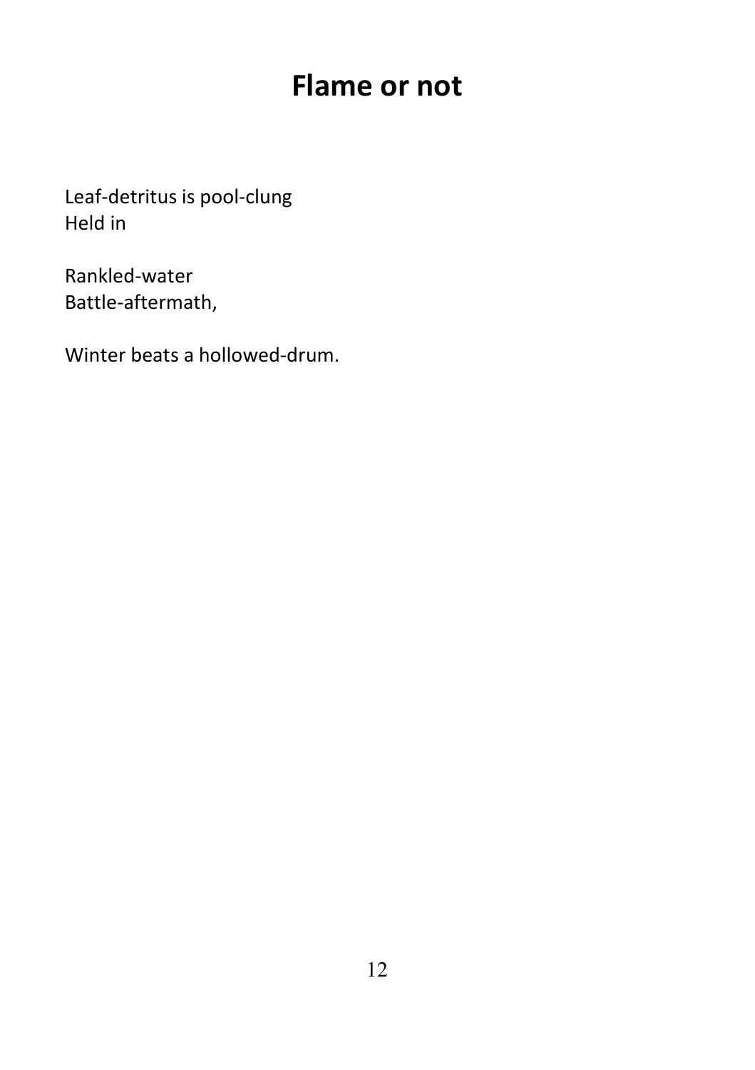# Flame or not

Leaf-detritus is pool-clung  
Held in

Rankled-water  
Battle-aftermath,

Winter beats a hollowed-drum.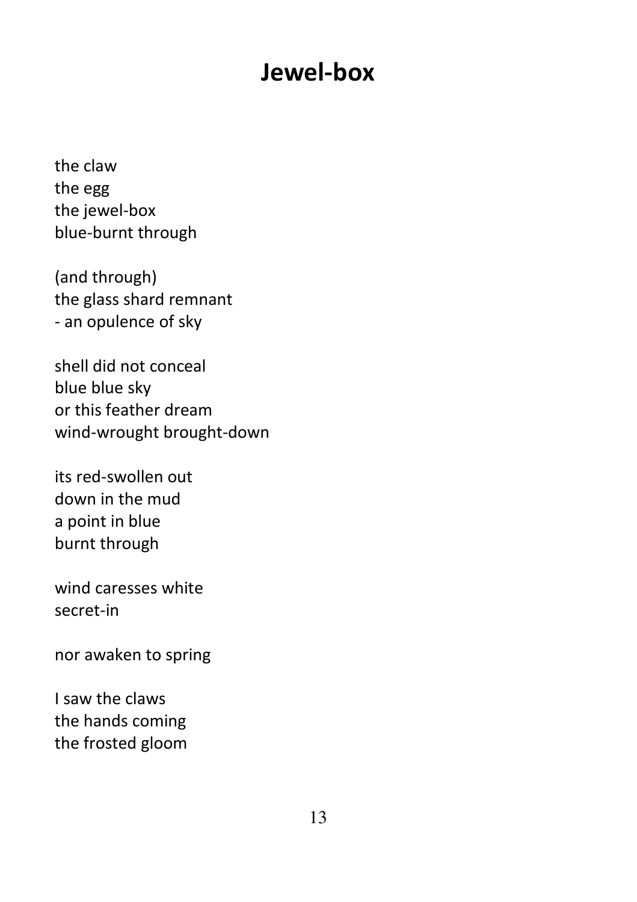# Jewel-box

the claw
the egg
the jewel-box
blue-burnt through

(and through)
the glass shard remnant
- an opulence of sky

shell did not conceal
blue blue sky
or this feather dream
wind-wrought brought-down

its red-swollen out
down in the mud
a point in blue
burnt through

wind caresses white
secret-in

nor awaken to spring

I saw the claws
the hands coming
the frosted gloom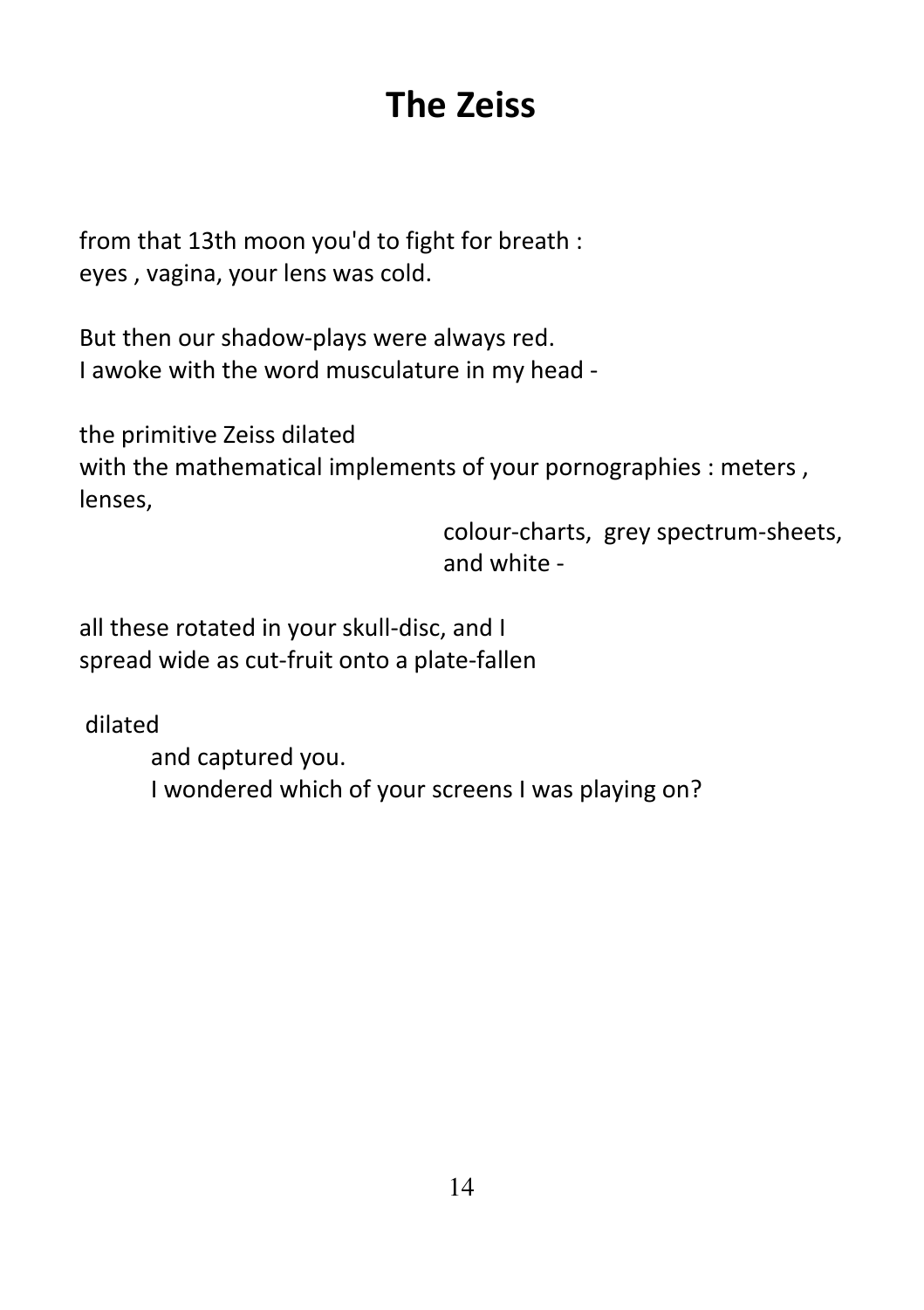# The Zeiss

from that 13th moon you'd to fight for breath :
eyes , vagina, your lens was cold.

But then our shadow-plays were always red.
I awoke with the word musculature in my head -

the primitive Zeiss dilated
with the mathematical implements of your pornographies : meters , lenses,
colour-charts, grey spectrum-sheets,
and white -

all these rotated in your skull-disc, and I
spread wide as cut-fruit onto a plate-fallen

dilated
and captured you.
I wondered which of your screens I was playing on?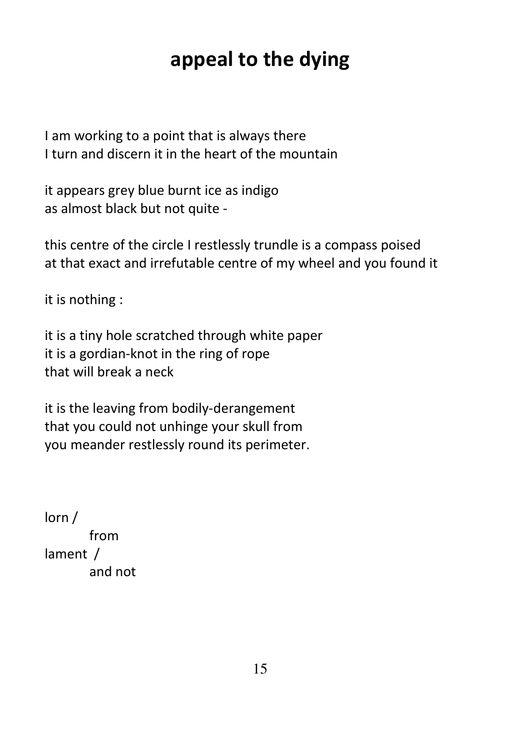# appeal to the dying

I am working to a point that is always there
I turn and discern it in the heart of the mountain

it appears grey blue burnt ice as indigo
as almost black but not quite -

this centre of the circle I restlessly trundle is a compass poised
at that exact and irrefutable centre of my wheel and you found it

it is nothing :

it is a tiny hole scratched through white paper
it is a gordian-knot in the ring of rope
that will break a neck

it is the leaving from bodily-derangement
that you could not unhinge your skull from
you meander restlessly round its perimeter.

lorn /
&nbsp;&nbsp;&nbsp;&nbsp;&nbsp;&nbsp;&nbsp;&nbsp;from
lament /
&nbsp;&nbsp;&nbsp;&nbsp;&nbsp;&nbsp;&nbsp;&nbsp;and not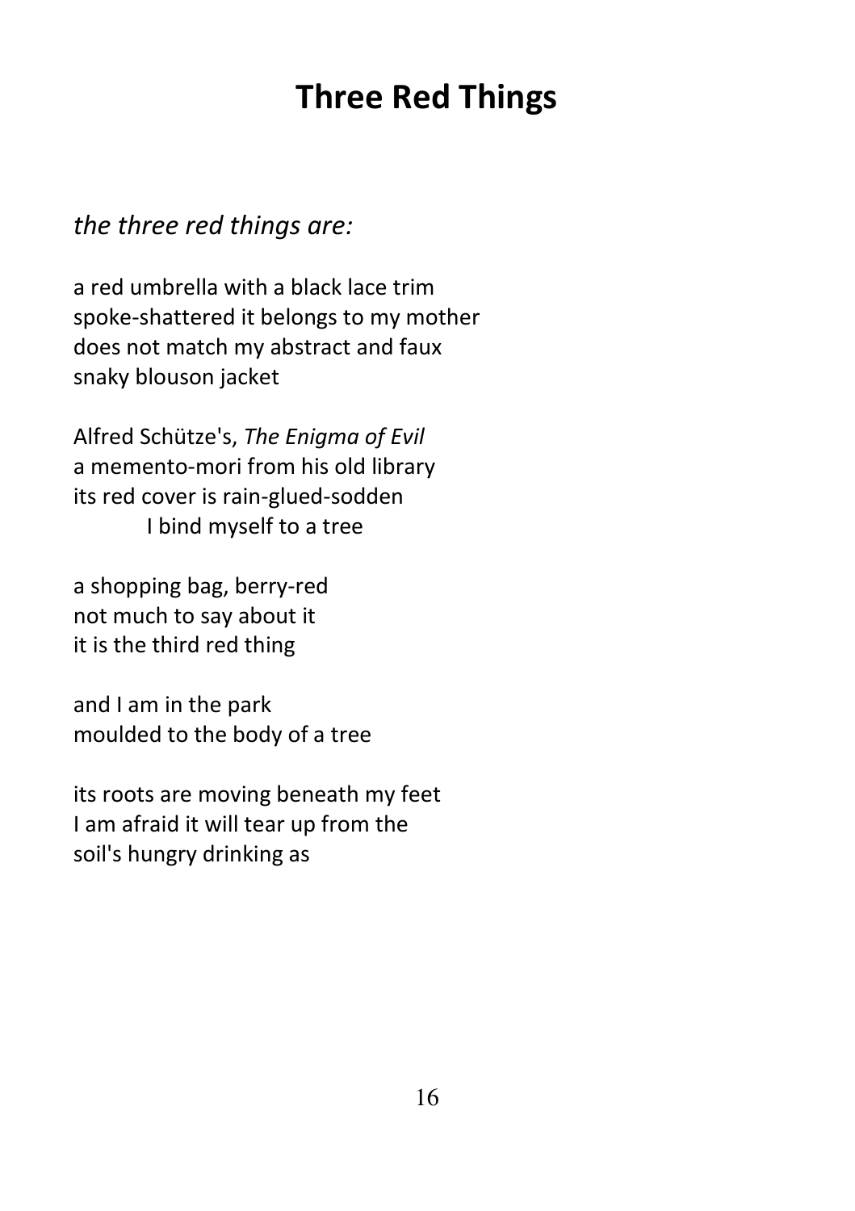# Three Red Things

*the three red things are:*

a red umbrella with a black lace trim
spoke-shattered it belongs to my mother
does not match my abstract and faux
snaky blouson jacket

Alfred Schütze's, *The Enigma of Evil*
a memento-mori from his old library
its red cover is rain-glued-sodden
&emsp;&emsp;&emsp;I bind myself to a tree

a shopping bag, berry-red
not much to say about it
it is the third red thing

and I am in the park
moulded to the body of a tree

its roots are moving beneath my feet
I am afraid it will tear up from the
soil's hungry drinking as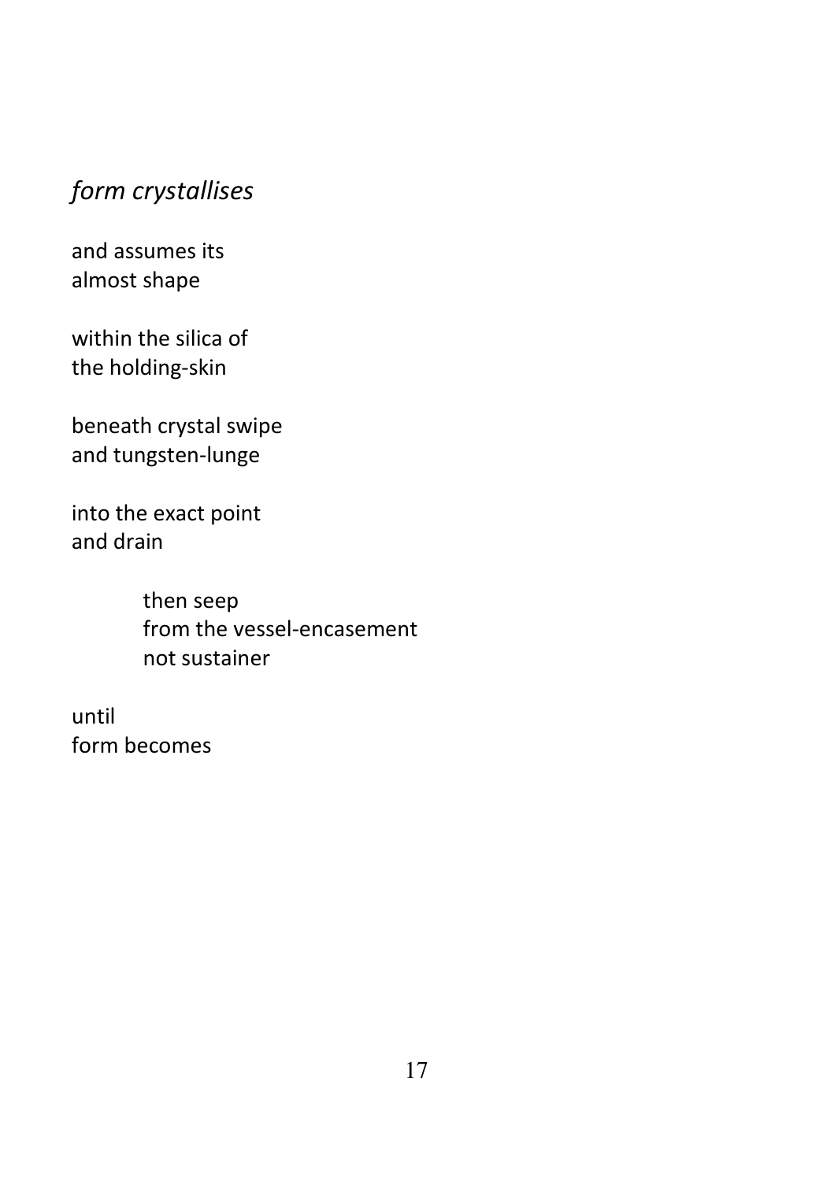*form crystallises*

and assumes its  
almost shape

within the silica of  
the holding-skin

beneath crystal swipe  
and tungsten-lunge

into the exact point  
and drain

&nbsp;&nbsp;&nbsp;&nbsp;&nbsp;&nbsp;&nbsp;&nbsp;&nbsp;&nbsp;then seep  
&nbsp;&nbsp;&nbsp;&nbsp;&nbsp;&nbsp;&nbsp;&nbsp;&nbsp;&nbsp;from the vessel-encasement  
&nbsp;&nbsp;&nbsp;&nbsp;&nbsp;&nbsp;&nbsp;&nbsp;&nbsp;&nbsp;not sustainer

until  
form becomes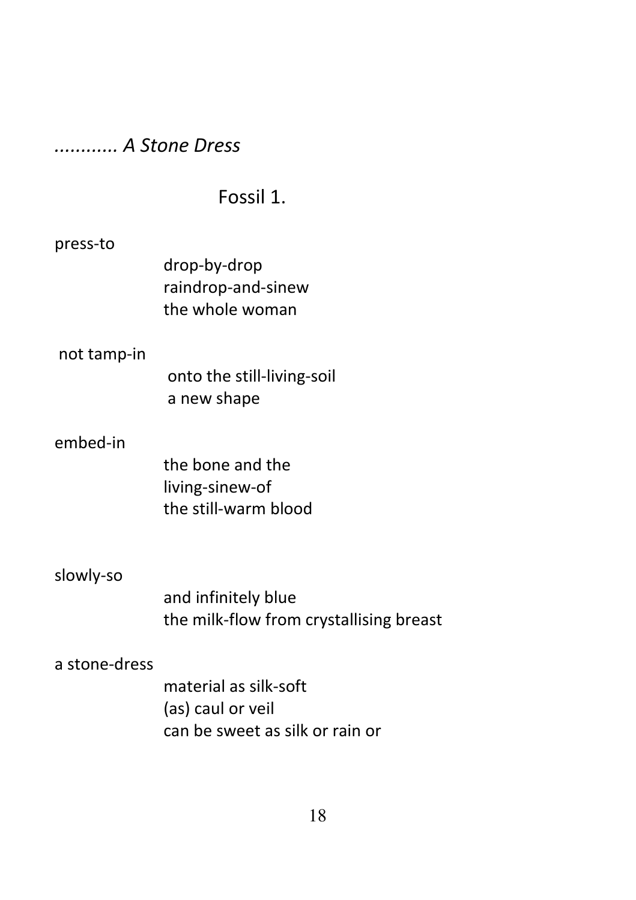*........... A Stone Dress*

## Fossil 1.

press-to

drop-by-drop
raindrop-and-sinew
the whole woman

not tamp-in

onto the still-living-soil
a new shape

embed-in

the bone and the
living-sinew-of
the still-warm blood

slowly-so

and infinitely blue
the milk-flow from crystallising breast

a stone-dress

material as silk-soft
(as) caul or veil
can be sweet as silk or rain or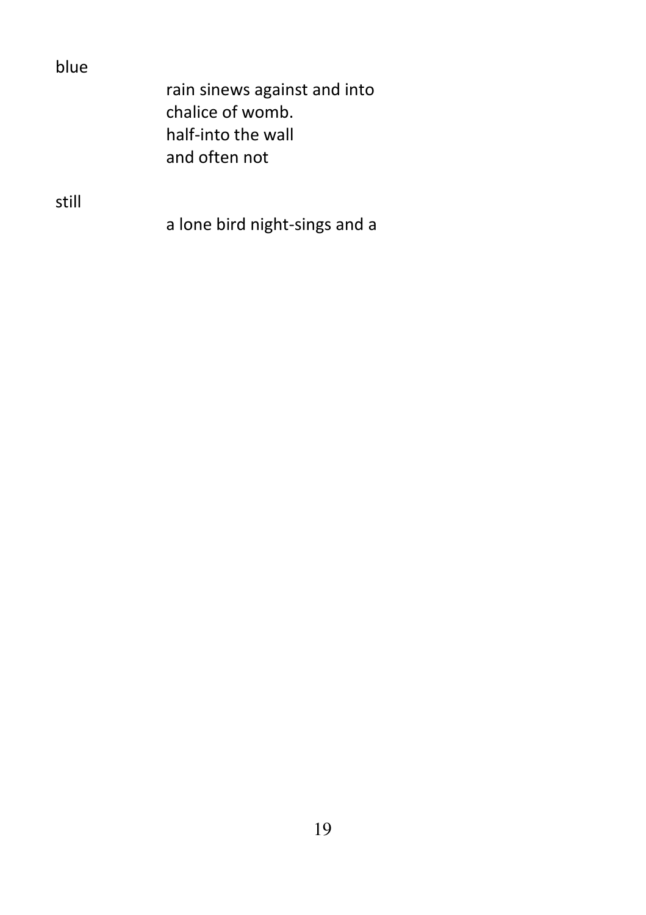blue

rain sinews against and into
chalice of womb.
half-into the wall
and often not

still

a lone bird night-sings and a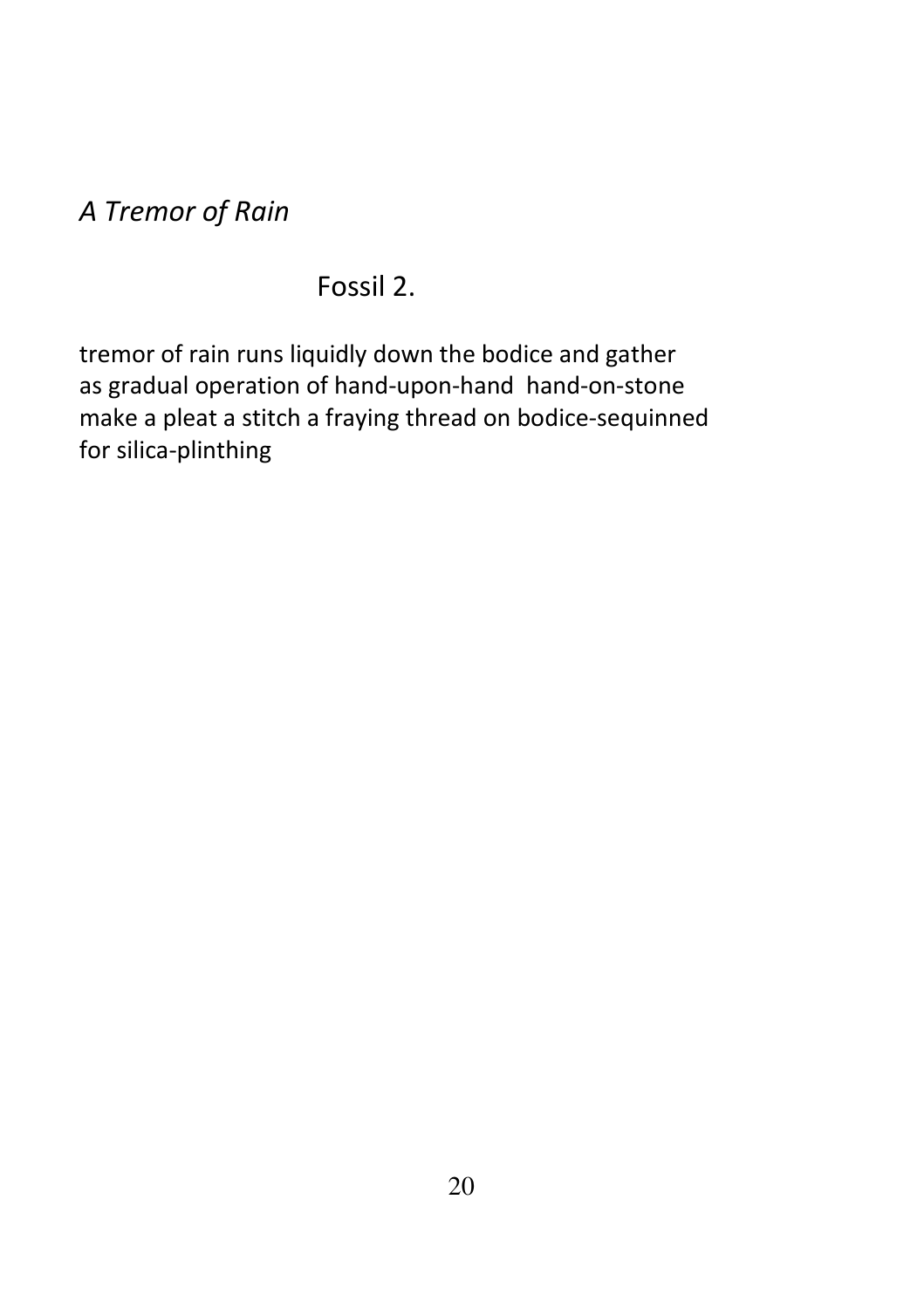*A Tremor of Rain*

Fossil 2.

tremor of rain runs liquidly down the bodice and gather  
as gradual operation of hand-upon-hand  hand-on-stone  
make a pleat a stitch a fraying thread on bodice-sequinned  
for silica-plinthing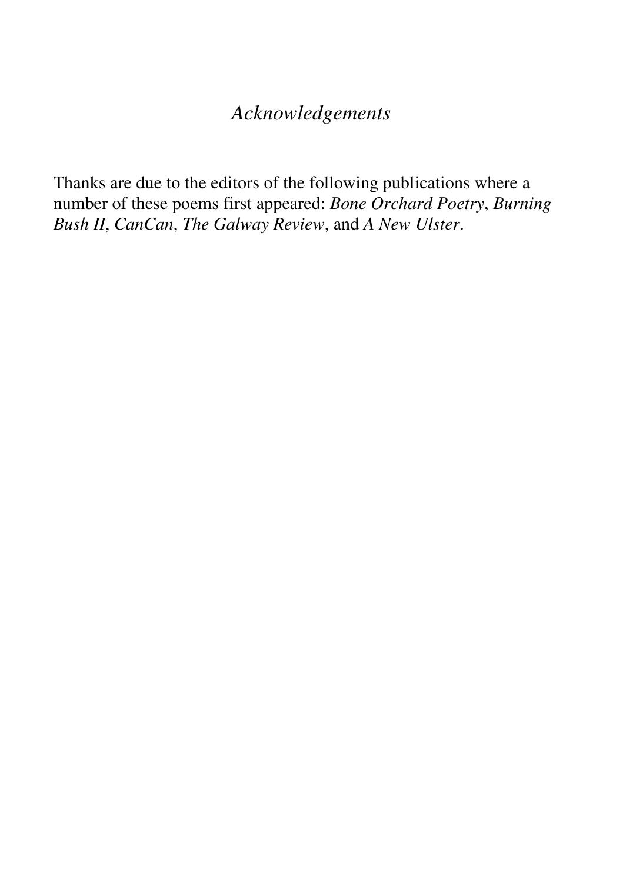# *Acknowledgements*

Thanks are due to the editors of the following publications where a number of these poems first appeared: *Bone Orchard Poetry*, *Burning Bush II*, *CanCan*, *The Galway Review*, and *A New Ulster*.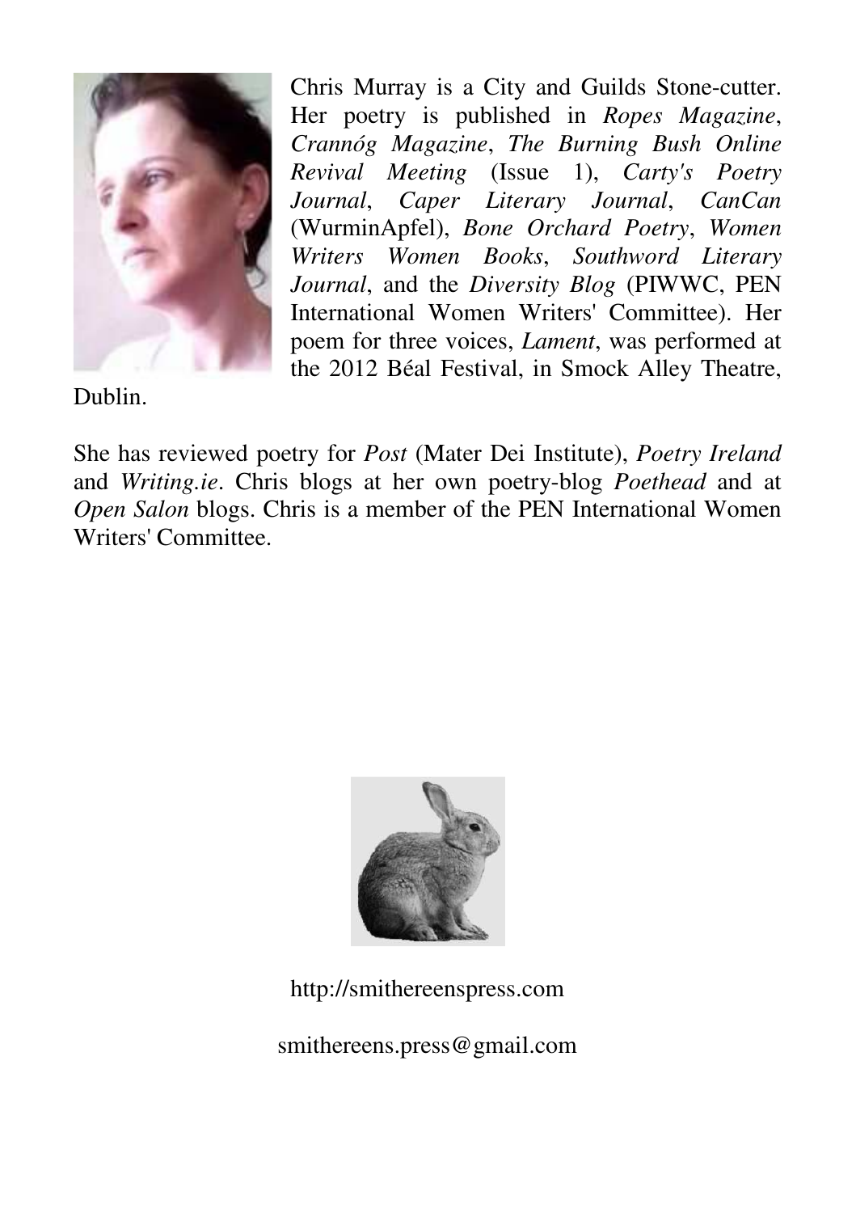Chris Murray is a City and Guilds Stone-cutter. Her poetry is published in *Ropes Magazine*, *Crannóg Magazine*, *The Burning Bush Online Revival Meeting* (Issue 1), *Carty's Poetry Journal*, *Caper Literary Journal*, *CanCan* (WurminApfel), *Bone Orchard Poetry*, *Women Writers Women Books*, *Southword Literary Journal*, and the *Diversity Blog* (PIWWC, PEN International Women Writers' Committee). Her poem for three voices, *Lament*, was performed at the 2012 Béal Festival, in Smock Alley Theatre, Dublin.

She has reviewed poetry for *Post* (Mater Dei Institute), *Poetry Ireland* and *Writing.ie*. Chris blogs at her own poetry-blog *Poethead* and at *Open Salon* blogs. Chris is a member of the PEN International Women Writers' Committee.

http://smithereenspress.com

smithereens.press@gmail.com